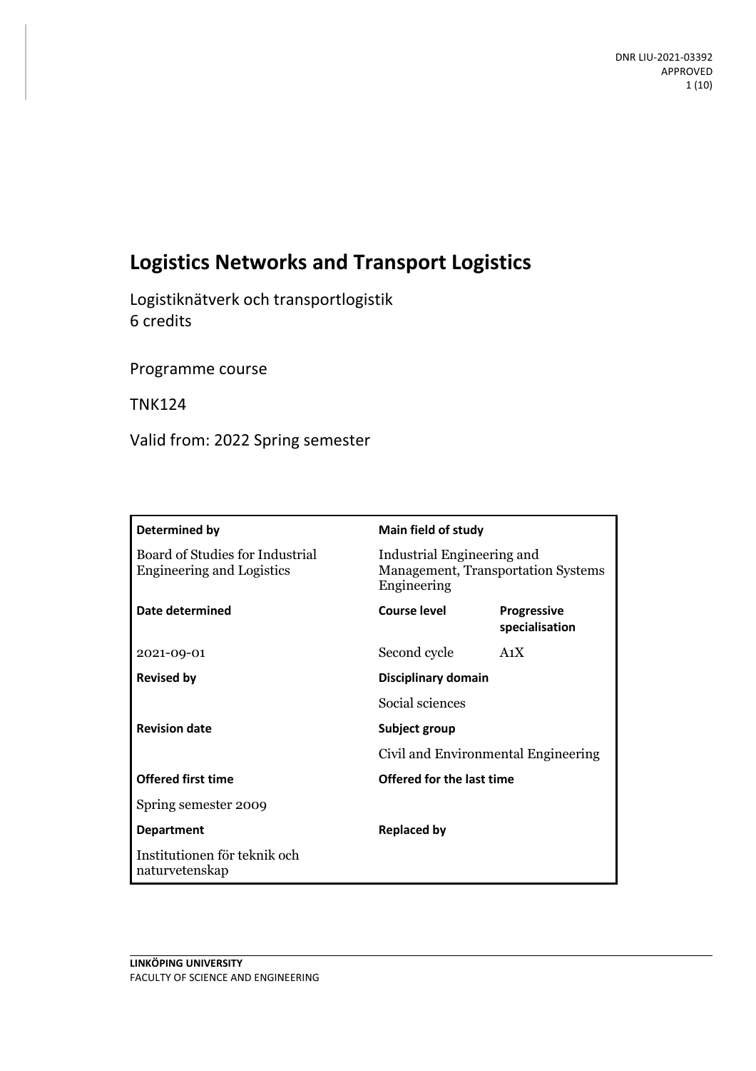DNR LIU-2021-03392
APPROVED

# Logistics Networks and Transport Logistics

Logistiknätverk och transportlogistik
6 credits

Programme course

TNK124

Valid from: 2022 Spring semester

| Determined by | Main field of study | |
|---|---|---|
| Board of Studies for Industrial Engineering and Logistics | Industrial Engineering and Management, Transportation Systems Engineering | |
| **Date determined** | **Course level** | **Progressive specialisation** |
| 2021-09-01 | Second cycle | A1X |
| **Revised by** | **Disciplinary domain** | |
| | Social sciences | |
| **Revision date** | **Subject group** | |
| | Civil and Environmental Engineering | |
| **Offered first time** | **Offered for the last time** | |
| Spring semester 2009 | | |
| **Department** | **Replaced by** | |
| Institutionen för teknik och naturvetenskap | | |

**LINKÖPING UNIVERSITY**
FACULTY OF SCIENCE AND ENGINEERING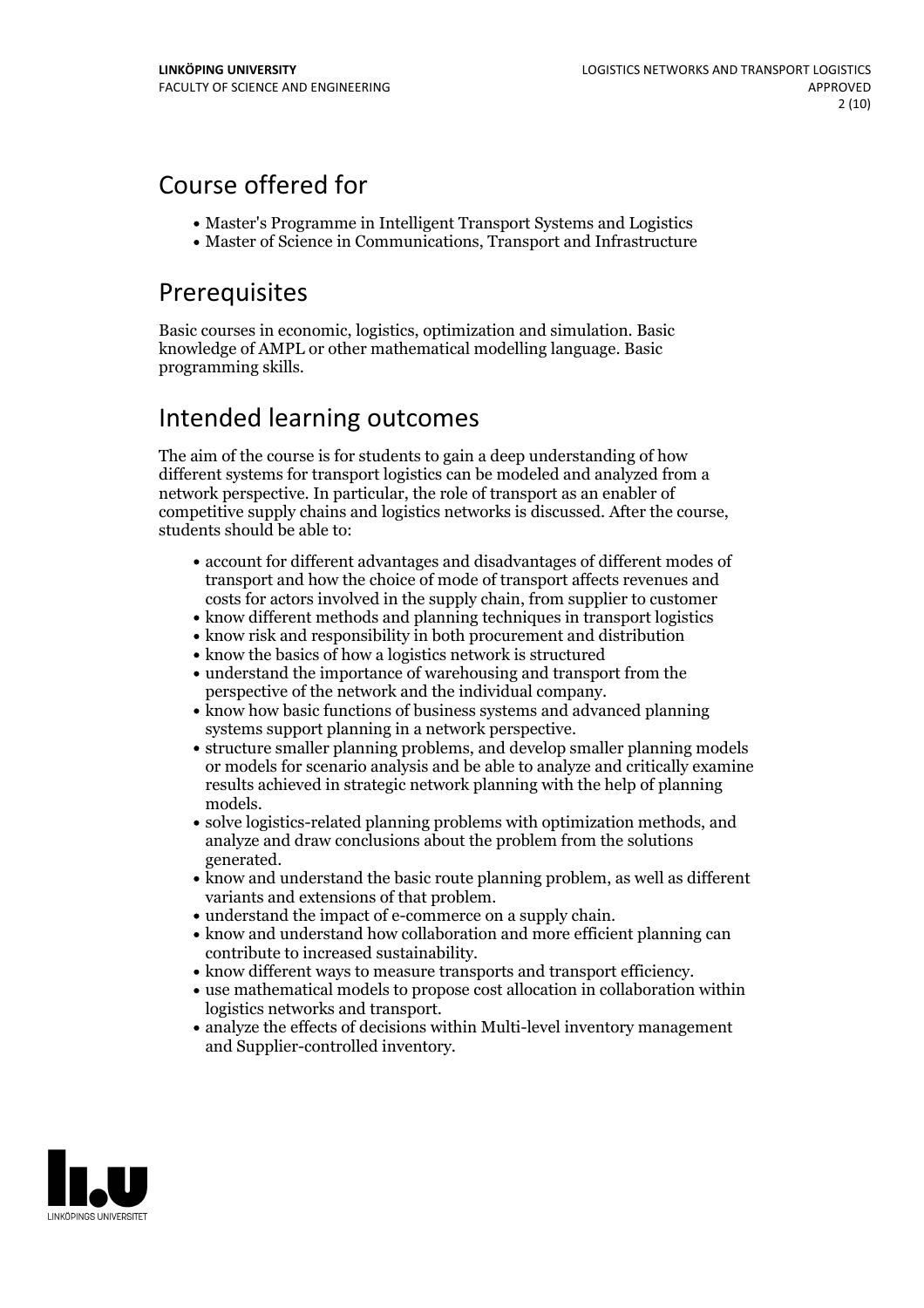## Course offered for

- Master's Programme in Intelligent Transport Systems and Logistics
- Master of Science in Communications, Transport and Infrastructure

## Prerequisites

Basic courses in economic, logistics, optimization and simulation. Basic knowledge of AMPL or other mathematical modelling language. Basic programming skills.

## Intended learning outcomes

The aim of the course is for students to gain a deep understanding of how different systems for transport logistics can be modeled and analyzed from a network perspective. In particular, the role of transport as an enabler of competitive supply chains and logistics networks is discussed. After the course, students should be able to:

- account for different advantages and disadvantages of different modes of transport and how the choice of mode of transport affects revenues and costs for actors involved in the supply chain, from supplier to customer
- know different methods and planning techniques in transport logistics
- know risk and responsibility in both procurement and distribution
- know the basics of how a logistics network is structured
- understand the importance of warehousing and transport from the perspective of the network and the individual company.
- know how basic functions of business systems and advanced planning systems support planning in a network perspective.
- structure smaller planning problems, and develop smaller planning models or models for scenario analysis and be able to analyze and critically examine results achieved in strategic network planning with the help of planning models.
- solve logistics-related planning problems with optimization methods, and analyze and draw conclusions about the problem from the solutions generated.
- know and understand the basic route planning problem, as well as different variants and extensions of that problem.
- understand the impact of e-commerce on a supply chain.
- know and understand how collaboration and more efficient planning can contribute to increased sustainability.
- know different ways to measure transports and transport efficiency.
- use mathematical models to propose cost allocation in collaboration within logistics networks and transport.
- analyze the effects of decisions within Multi-level inventory management and Supplier-controlled inventory.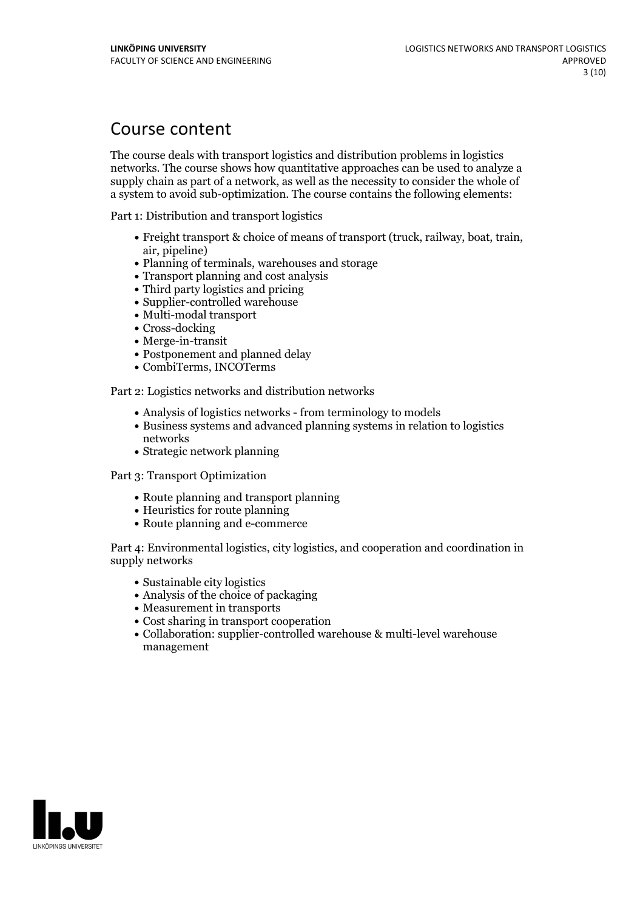# Course content

The course deals with transport logistics and distribution problems in logistics networks. The course shows how quantitative approaches can be used to analyze a supply chain as part of a network, as well as the necessity to consider the whole of a system to avoid sub-optimization. The course contains the following elements:

Part 1: Distribution and transport logistics

- Freight transport & choice of means of transport (truck, railway, boat, train, air, pipeline)
- Planning of terminals, warehouses and storage
- Transport planning and cost analysis
- Third party logistics and pricing
- Supplier-controlled warehouse
- Multi-modal transport
- Cross-docking
- Merge-in-transit
- Postponement and planned delay
- CombiTerms, INCOTerms

Part 2: Logistics networks and distribution networks

- Analysis of logistics networks - from terminology to models
- Business systems and advanced planning systems in relation to logistics networks
- Strategic network planning

Part 3: Transport Optimization

- Route planning and transport planning
- Heuristics for route planning
- Route planning and e-commerce

Part 4: Environmental logistics, city logistics, and cooperation and coordination in supply networks

- Sustainable city logistics
- Analysis of the choice of packaging
- Measurement in transports
- Cost sharing in transport cooperation
- Collaboration: supplier-controlled warehouse & multi-level warehouse management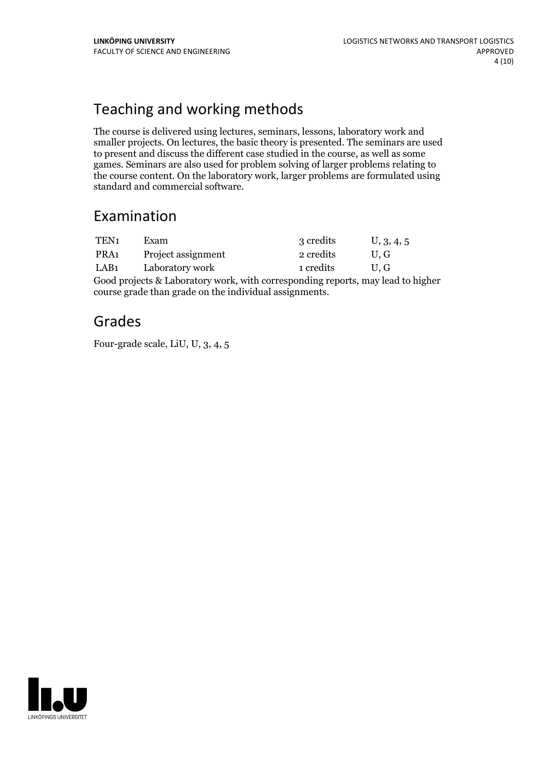## Teaching and working methods

The course is delivered using lectures, seminars, lessons, laboratory work and smaller projects. On lectures, the basic theory is presented. The seminars are used to present and discuss the different case studied in the course, as well as some games. Seminars are also used for problem solving of larger problems relating to the course content. On the laboratory work, larger problems are formulated using standard and commercial software.

## Examination

| | | | |
|---|---|---|---|
| TEN1 | Exam | 3 credits | U, 3, 4, 5 |
| PRA1 | Project assignment | 2 credits | U, G |
| LAB1 | Laboratory work | 1 credits | U, G |

Good projects & Laboratory work, with corresponding reports, may lead to higher course grade than grade on the individual assignments.

## Grades

Four-grade scale, LiU, U, 3, 4, 5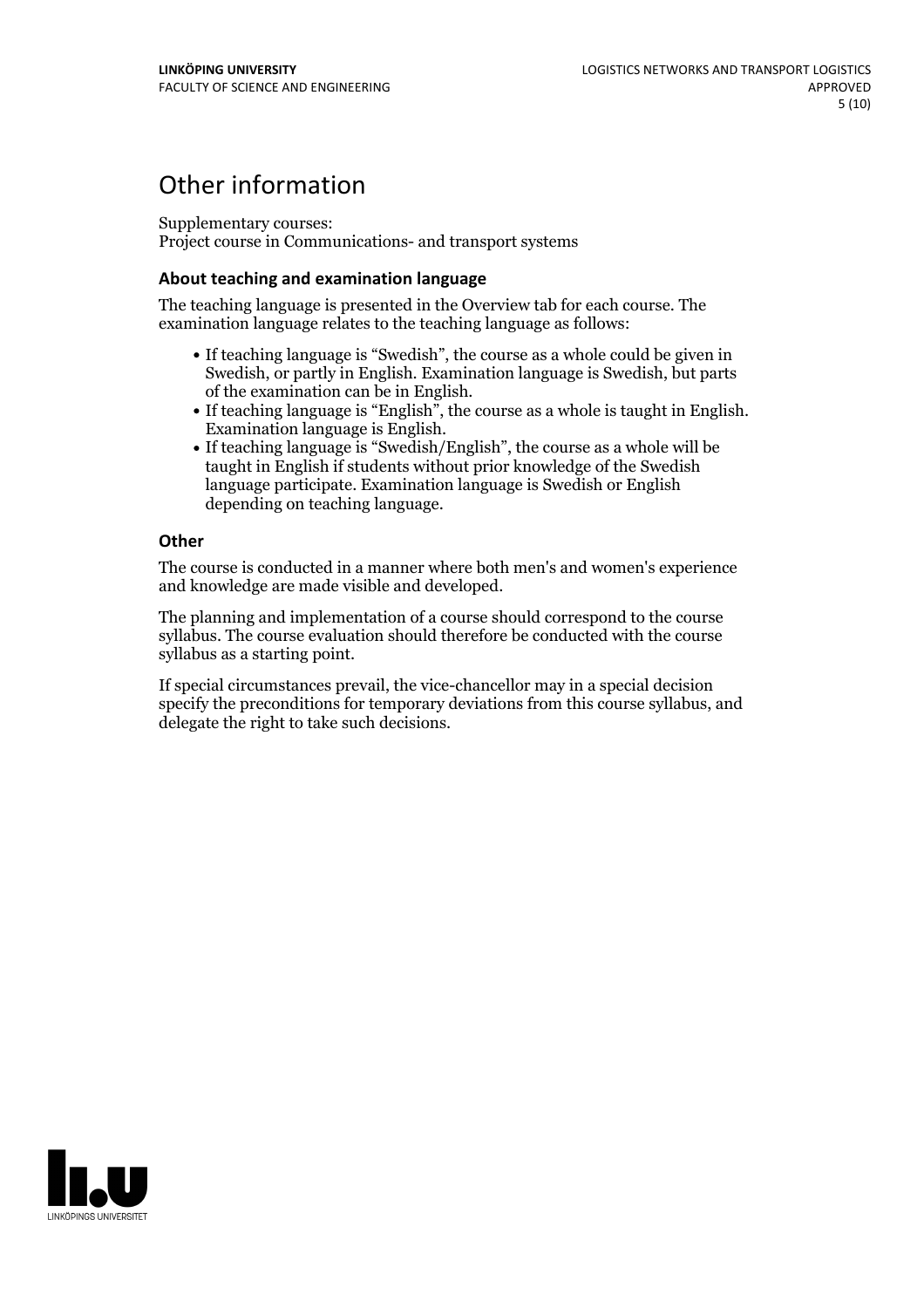# Other information

Supplementary courses:
Project course in Communications- and transport systems

### About teaching and examination language

The teaching language is presented in the Overview tab for each course. The examination language relates to the teaching language as follows:

- If teaching language is "Swedish", the course as a whole could be given in Swedish, or partly in English. Examination language is Swedish, but parts of the examination can be in English.
- If teaching language is "English", the course as a whole is taught in English. Examination language is English.
- If teaching language is "Swedish/English", the course as a whole will be taught in English if students without prior knowledge of the Swedish language participate. Examination language is Swedish or English depending on teaching language.

### Other

The course is conducted in a manner where both men's and women's experience and knowledge are made visible and developed.

The planning and implementation of a course should correspond to the course syllabus. The course evaluation should therefore be conducted with the course syllabus as a starting point.

If special circumstances prevail, the vice-chancellor may in a special decision specify the preconditions for temporary deviations from this course syllabus, and delegate the right to take such decisions.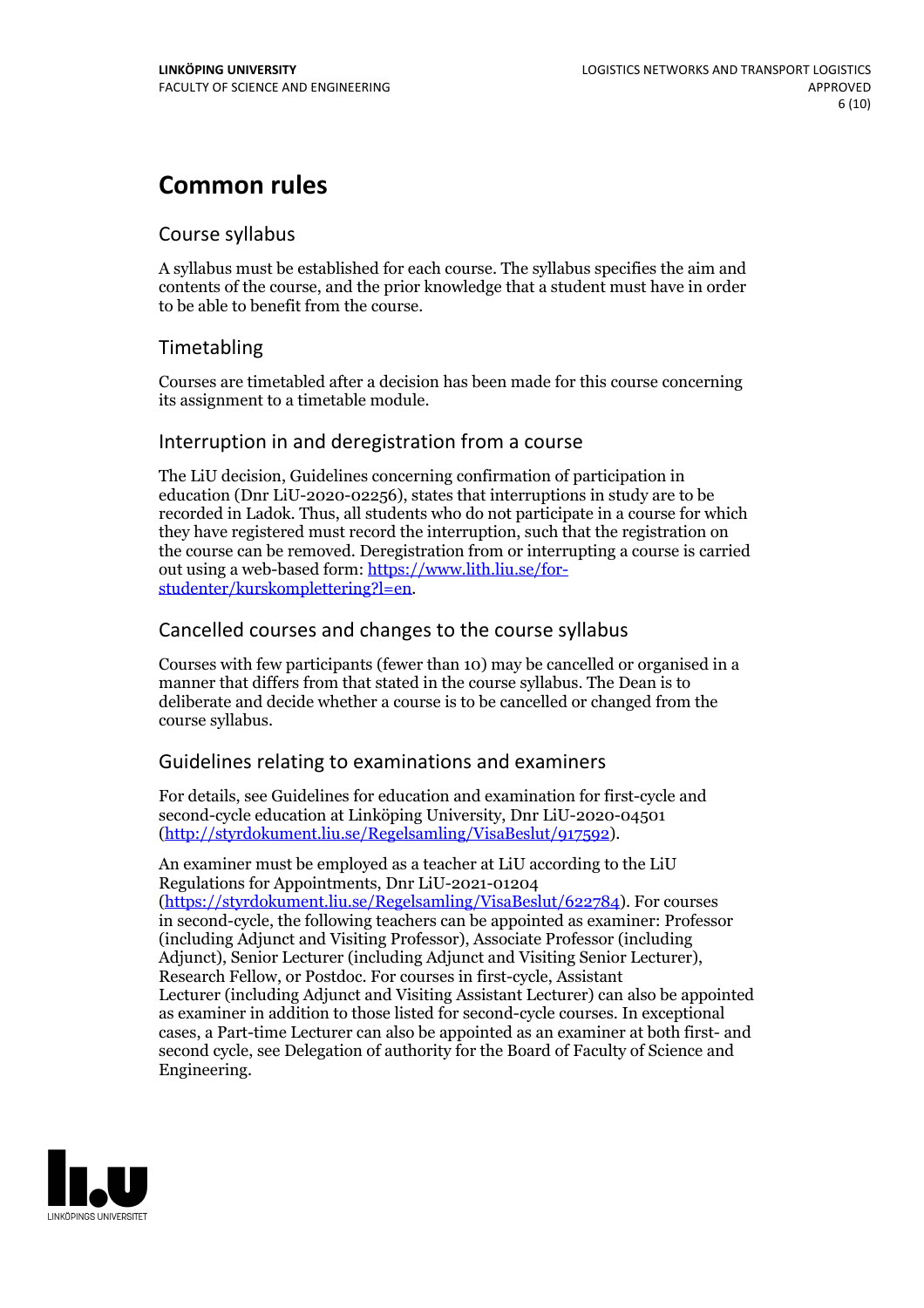# Common rules

## Course syllabus

A syllabus must be established for each course. The syllabus specifies the aim and contents of the course, and the prior knowledge that a student must have in order to be able to benefit from the course.

## Timetabling

Courses are timetabled after a decision has been made for this course concerning its assignment to a timetable module.

## Interruption in and deregistration from a course

The LiU decision, Guidelines concerning confirmation of participation in education (Dnr LiU-2020-02256), states that interruptions in study are to be recorded in Ladok. Thus, all students who do not participate in a course for which they have registered must record the interruption, such that the registration on the course can be removed. Deregistration from or interrupting a course is carried out using a web-based form: [https://www.lith.liu.se/for-studenter/kurskomplettering?l=en](https://www.lith.liu.se/for-studenter/kurskomplettering?l=en).

## Cancelled courses and changes to the course syllabus

Courses with few participants (fewer than 10) may be cancelled or organised in a manner that differs from that stated in the course syllabus. The Dean is to deliberate and decide whether a course is to be cancelled or changed from the course syllabus.

## Guidelines relating to examinations and examiners

For details, see Guidelines for education and examination for first-cycle and second-cycle education at Linköping University, Dnr LiU-2020-04501 ([http://styrdokument.liu.se/Regelsamling/VisaBeslut/917592](http://styrdokument.liu.se/Regelsamling/VisaBeslut/917592)).

An examiner must be employed as a teacher at LiU according to the LiU Regulations for Appointments, Dnr LiU-2021-01204 ([https://styrdokument.liu.se/Regelsamling/VisaBeslut/622784](https://styrdokument.liu.se/Regelsamling/VisaBeslut/622784)). For courses in second-cycle, the following teachers can be appointed as examiner: Professor (including Adjunct and Visiting Professor), Associate Professor (including Adjunct), Senior Lecturer (including Adjunct and Visiting Senior Lecturer), Research Fellow, or Postdoc. For courses in first-cycle, Assistant Lecturer (including Adjunct and Visiting Assistant Lecturer) can also be appointed as examiner in addition to those listed for second-cycle courses. In exceptional cases, a Part-time Lecturer can also be appointed as an examiner at both first- and second cycle, see Delegation of authority for the Board of Faculty of Science and Engineering.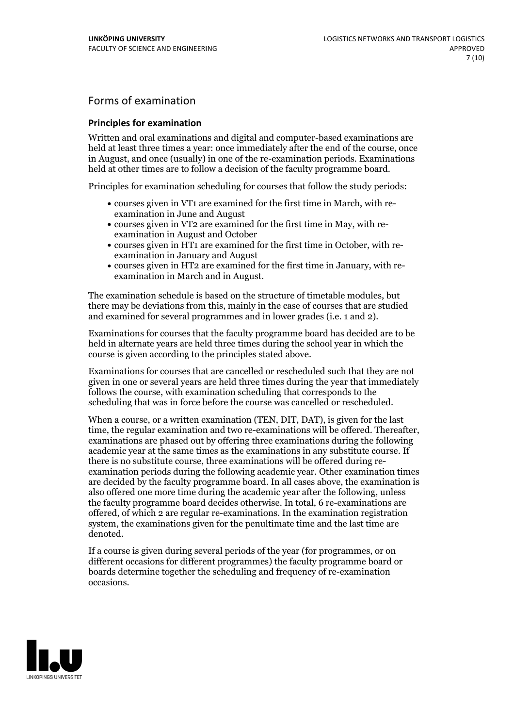## Forms of examination

### Principles for examination

Written and oral examinations and digital and computer-based examinations are held at least three times a year: once immediately after the end of the course, once in August, and once (usually) in one of the re-examination periods. Examinations held at other times are to follow a decision of the faculty programme board.

Principles for examination scheduling for courses that follow the study periods:

- courses given in VT1 are examined for the first time in March, with re-examination in June and August
- courses given in VT2 are examined for the first time in May, with re-examination in August and October
- courses given in HT1 are examined for the first time in October, with re-examination in January and August
- courses given in HT2 are examined for the first time in January, with re-examination in March and in August.

The examination schedule is based on the structure of timetable modules, but there may be deviations from this, mainly in the case of courses that are studied and examined for several programmes and in lower grades (i.e. 1 and 2).

Examinations for courses that the faculty programme board has decided are to be held in alternate years are held three times during the school year in which the course is given according to the principles stated above.

Examinations for courses that are cancelled or rescheduled such that they are not given in one or several years are held three times during the year that immediately follows the course, with examination scheduling that corresponds to the scheduling that was in force before the course was cancelled or rescheduled.

When a course, or a written examination (TEN, DIT, DAT), is given for the last time, the regular examination and two re-examinations will be offered. Thereafter, examinations are phased out by offering three examinations during the following academic year at the same times as the examinations in any substitute course. If there is no substitute course, three examinations will be offered during re-examination periods during the following academic year. Other examination times are decided by the faculty programme board. In all cases above, the examination is also offered one more time during the academic year after the following, unless the faculty programme board decides otherwise. In total, 6 re-examinations are offered, of which 2 are regular re-examinations. In the examination registration system, the examinations given for the penultimate time and the last time are denoted.

If a course is given during several periods of the year (for programmes, or on different occasions for different programmes) the faculty programme board or boards determine together the scheduling and frequency of re-examination occasions.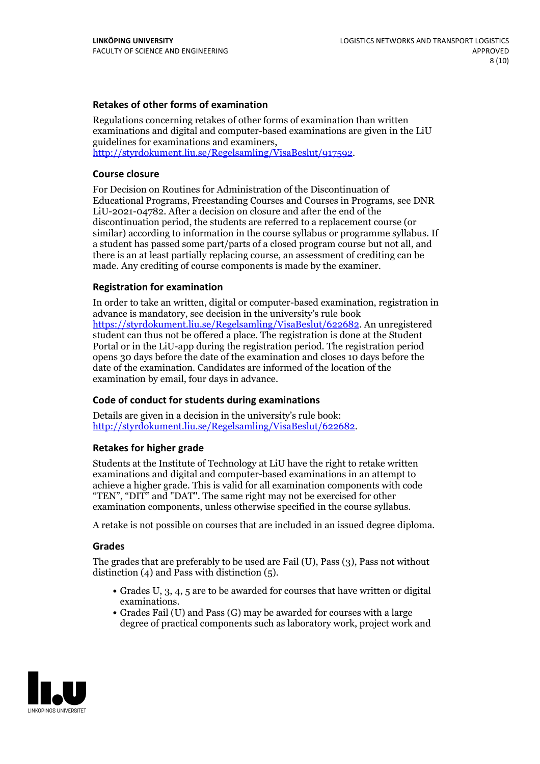### Retakes of other forms of examination

Regulations concerning retakes of other forms of examination than written examinations and digital and computer-based examinations are given in the LiU guidelines for examinations and examiners, http://styrdokument.liu.se/Regelsamling/VisaBeslut/917592.

### Course closure

For Decision on Routines for Administration of the Discontinuation of Educational Programs, Freestanding Courses and Courses in Programs, see DNR LiU-2021-04782. After a decision on closure and after the end of the discontinuation period, the students are referred to a replacement course (or similar) according to information in the course syllabus or programme syllabus. If a student has passed some part/parts of a closed program course but not all, and there is an at least partially replacing course, an assessment of crediting can be made. Any crediting of course components is made by the examiner.

### Registration for examination

In order to take an written, digital or computer-based examination, registration in advance is mandatory, see decision in the university's rule book https://styrdokument.liu.se/Regelsamling/VisaBeslut/622682. An unregistered student can thus not be offered a place. The registration is done at the Student Portal or in the LiU-app during the registration period. The registration period opens 30 days before the date of the examination and closes 10 days before the date of the examination. Candidates are informed of the location of the examination by email, four days in advance.

### Code of conduct for students during examinations

Details are given in a decision in the university's rule book: http://styrdokument.liu.se/Regelsamling/VisaBeslut/622682.

### Retakes for higher grade

Students at the Institute of Technology at LiU have the right to retake written examinations and digital and computer-based examinations in an attempt to achieve a higher grade. This is valid for all examination components with code "TEN", "DIT" and "DAT". The same right may not be exercised for other examination components, unless otherwise specified in the course syllabus.

A retake is not possible on courses that are included in an issued degree diploma.

### Grades

The grades that are preferably to be used are Fail (U), Pass (3), Pass not without distinction (4) and Pass with distinction (5).

- Grades U, 3, 4, 5 are to be awarded for courses that have written or digital examinations.
- Grades Fail (U) and Pass (G) may be awarded for courses with a large degree of practical components such as laboratory work, project work and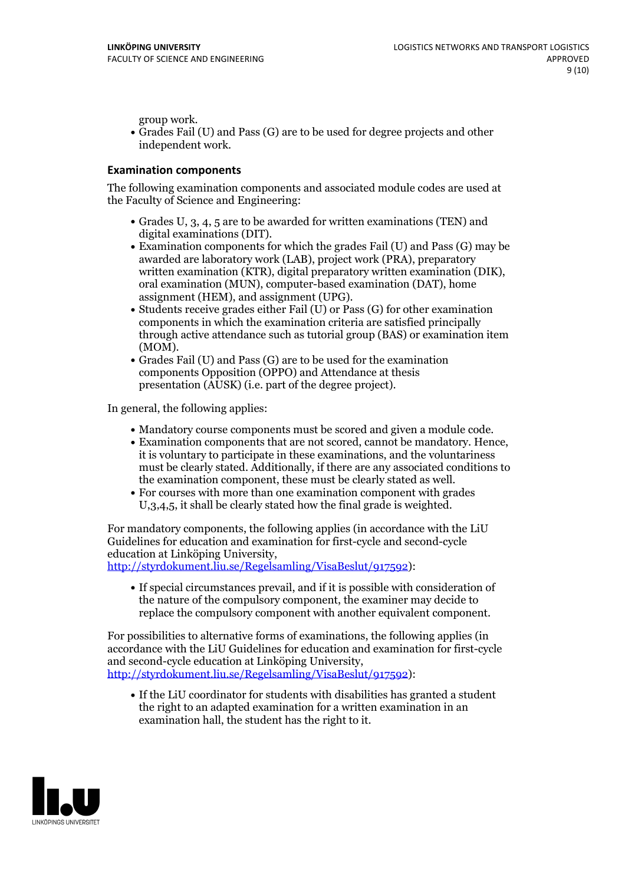group work.

- Grades Fail (U) and Pass (G) are to be used for degree projects and other independent work.

### Examination components

The following examination components and associated module codes are used at the Faculty of Science and Engineering:

- Grades U, 3, 4, 5 are to be awarded for written examinations (TEN) and digital examinations (DIT).
- Examination components for which the grades Fail (U) and Pass (G) may be awarded are laboratory work (LAB), project work (PRA), preparatory written examination (KTR), digital preparatory written examination (DIK), oral examination (MUN), computer-based examination (DAT), home assignment (HEM), and assignment (UPG).
- Students receive grades either Fail (U) or Pass (G) for other examination components in which the examination criteria are satisfied principally through active attendance such as tutorial group (BAS) or examination item (MOM).
- Grades Fail (U) and Pass (G) are to be used for the examination components Opposition (OPPO) and Attendance at thesis presentation (AUSK) (i.e. part of the degree project).

In general, the following applies:

- Mandatory course components must be scored and given a module code.
- Examination components that are not scored, cannot be mandatory. Hence, it is voluntary to participate in these examinations, and the voluntariness must be clearly stated. Additionally, if there are any associated conditions to the examination component, these must be clearly stated as well.
- For courses with more than one examination component with grades U,3,4,5, it shall be clearly stated how the final grade is weighted.

For mandatory components, the following applies (in accordance with the LiU Guidelines for education and examination for first-cycle and second-cycle education at Linköping University, http://styrdokument.liu.se/Regelsamling/VisaBeslut/917592):

- If special circumstances prevail, and if it is possible with consideration of the nature of the compulsory component, the examiner may decide to replace the compulsory component with another equivalent component.

For possibilities to alternative forms of examinations, the following applies (in accordance with the LiU Guidelines for education and examination for first-cycle and second-cycle education at Linköping University, http://styrdokument.liu.se/Regelsamling/VisaBeslut/917592):

- If the LiU coordinator for students with disabilities has granted a student the right to an adapted examination for a written examination in an examination hall, the student has the right to it.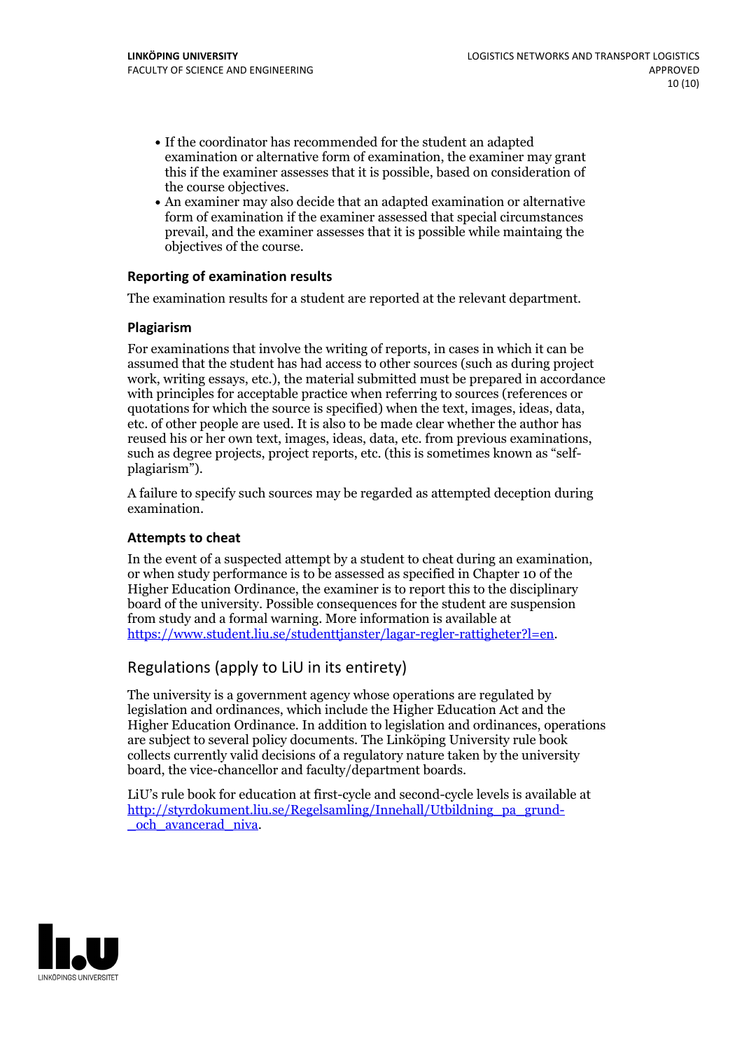- If the coordinator has recommended for the student an adapted examination or alternative form of examination, the examiner may grant this if the examiner assesses that it is possible, based on consideration of the course objectives.
- An examiner may also decide that an adapted examination or alternative form of examination if the examiner assessed that special circumstances prevail, and the examiner assesses that it is possible while maintaing the objectives of the course.

### Reporting of examination results

The examination results for a student are reported at the relevant department.

### Plagiarism

For examinations that involve the writing of reports, in cases in which it can be assumed that the student has had access to other sources (such as during project work, writing essays, etc.), the material submitted must be prepared in accordance with principles for acceptable practice when referring to sources (references or quotations for which the source is specified) when the text, images, ideas, data, etc. of other people are used. It is also to be made clear whether the author has reused his or her own text, images, ideas, data, etc. from previous examinations, such as degree projects, project reports, etc. (this is sometimes known as "self-plagiarism").

A failure to specify such sources may be regarded as attempted deception during examination.

### Attempts to cheat

In the event of a suspected attempt by a student to cheat during an examination, or when study performance is to be assessed as specified in Chapter 10 of the Higher Education Ordinance, the examiner is to report this to the disciplinary board of the university. Possible consequences for the student are suspension from study and a formal warning. More information is available at https://www.student.liu.se/studenttjanster/lagar-regler-rattigheter?l=en.

## Regulations (apply to LiU in its entirety)

The university is a government agency whose operations are regulated by legislation and ordinances, which include the Higher Education Act and the Higher Education Ordinance. In addition to legislation and ordinances, operations are subject to several policy documents. The Linköping University rule book collects currently valid decisions of a regulatory nature taken by the university board, the vice-chancellor and faculty/department boards.

LiU's rule book for education at first-cycle and second-cycle levels is available at http://styrdokument.liu.se/Regelsamling/Innehall/Utbildning_pa_grund-_och_avancerad_niva.